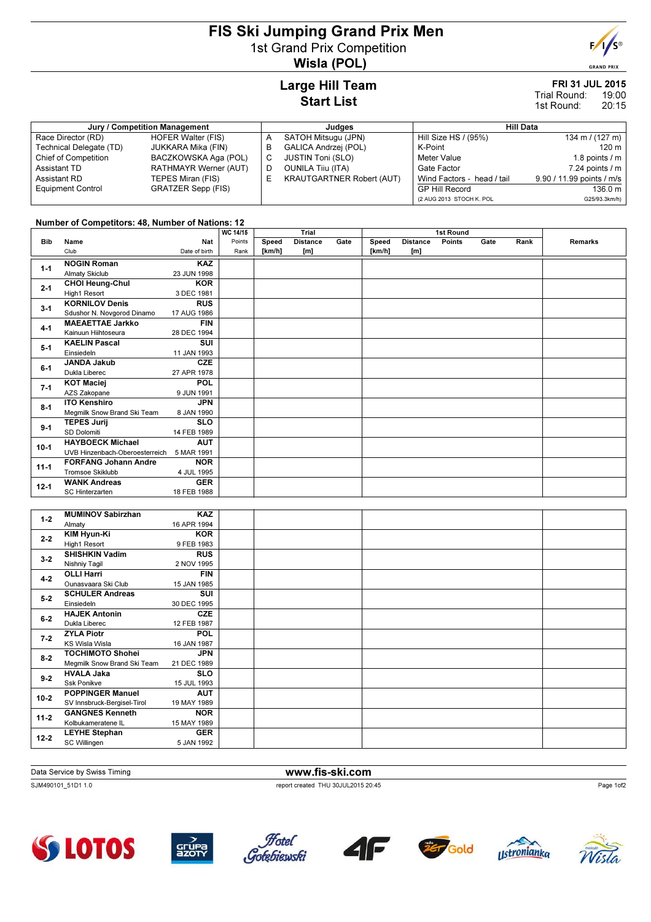# FIS Ski Jumping Grand Prix Men

## 1st Grand Prix Competition

## Wisla (POL)

## Large Hill Team Start List

**FRI 31 JUL 2015**
Trial Round: 19:00
1st Round: 20:15

| Jury / Competition Management | | Judges | | Hill Data | |
|---|---|---|---|---|---|
| Race Director (RD) | HOFER Walter (FIS) | A | SATOH Mitsugu (JPN) | Hill Size HS / (95%) | 134 m / (127 m) |
| Technical Delegate (TD) | JUKKARA Mika (FIN) | B | GALICA Andrzej (POL) | K-Point | 120 m |
| Chief of Competition | BACZKOWSKA Aga (POL) | C | JUSTIN Toni (SLO) | Meter Value | 1.8 points / m |
| Assistant TD | RATHMAYR Werner (AUT) | D | OUNILA Tiiu (ITA) | Gate Factor | 7.24 points / m |
| Assistant RD | TEPES Miran (FIS) | E | KRAUTGARTNER Robert (AUT) | Wind Factors - head / tail | 9.90 / 11.99 points / m/s |
| Equipment Control | GRATZER Sepp (FIS) | | | GP Hill Record | 136.0 m |
| | | | | (2 AUG 2013 STOCH K. POL | G25/93.3km/h) |

**Number of Competitors: 48, Number of Nations: 12**

| Bib | Name / Club | Nat / Date of birth | WC 14/15 Points / Rank | Trial Speed [km/h] | Trial Distance [m] | Trial Gate | 1st Round Speed [km/h] | 1st Round Distance [m] | 1st Round Points | 1st Round Gate | 1st Round Rank | Remarks |
|---|---|---|---|---|---|---|---|---|---|---|---|---|
| 1-1 | **NOGIN Roman** Almaty Skiclub | **KAZ** 23 JUN 1998 | | | | | | | | | | |
| 2-1 | **CHOI Heung-Chul** High1 Resort | **KOR** 3 DEC 1981 | | | | | | | | | | |
| 3-1 | **KORNILOV Denis** Sdushor N. Novgorod Dinamo | **RUS** 17 AUG 1986 | | | | | | | | | | |
| 4-1 | **MAEAETTAE Jarkko** Kainuun Hiihtoseura | **FIN** 28 DEC 1994 | | | | | | | | | | |
| 5-1 | **KAELIN Pascal** Einsiedeln | **SUI** 11 JAN 1993 | | | | | | | | | | |
| 6-1 | **JANDA Jakub** Dukla Liberec | **CZE** 27 APR 1978 | | | | | | | | | | |
| 7-1 | **KOT Maciej** AZS Zakopane | **POL** 9 JUN 1991 | | | | | | | | | | |
| 8-1 | **ITO Kenshiro** Megmilk Snow Brand Ski Team | **JPN** 8 JAN 1990 | | | | | | | | | | |
| 9-1 | **TEPES Jurij** SD Dolomiti | **SLO** 14 FEB 1989 | | | | | | | | | | |
| 10-1 | **HAYBOECK Michael** UVB Hinzenbach-Oberoesterreich | **AUT** 5 MAR 1991 | | | | | | | | | | |
| 11-1 | **FORFANG Johann Andre** Tromsoe Skiklubb | **NOR** 4 JUL 1995 | | | | | | | | | | |
| 12-1 | **WANK Andreas** SC Hinterzarten | **GER** 18 FEB 1988 | | | | | | | | | | |
| 1-2 | **MUMINOV Sabirzhan** Almaty | **KAZ** 16 APR 1994 | | | | | | | | | | |
| 2-2 | **KIM Hyun-Ki** High1 Resort | **KOR** 9 FEB 1983 | | | | | | | | | | |
| 3-2 | **SHISHKIN Vadim** Nishniy Tagil | **RUS** 2 NOV 1995 | | | | | | | | | | |
| 4-2 | **OLLI Harri** Ounasvaara Ski Club | **FIN** 15 JAN 1985 | | | | | | | | | | |
| 5-2 | **SCHULER Andreas** Einsiedeln | **SUI** 30 DEC 1995 | | | | | | | | | | |
| 6-2 | **HAJEK Antonin** Dukla Liberec | **CZE** 12 FEB 1987 | | | | | | | | | | |
| 7-2 | **ZYLA Piotr** KS Wisla Wisla | **POL** 16 JAN 1987 | | | | | | | | | | |
| 8-2 | **TOCHIMOTO Shohei** Megmilk Snow Brand Ski Team | **JPN** 21 DEC 1989 | | | | | | | | | | |
| 9-2 | **HVALA Jaka** Ssk Ponikve | **SLO** 15 JUL 1993 | | | | | | | | | | |
| 10-2 | **POPPINGER Manuel** SV Innsbruck-Bergisel-Tirol | **AUT** 19 MAY 1989 | | | | | | | | | | |
| 11-2 | **GANGNES Kenneth** Kolbukameratene IL | **NOR** 15 MAY 1989 | | | | | | | | | | |
| 12-2 | **LEYHE Stephan** SC Willingen | **GER** 5 JAN 1992 | | | | | | | | | | |

Data Service by Swiss Timing — www.fis-ski.com

SJM490101_51D1 1.0 — report created THU 30JUL2015 20:45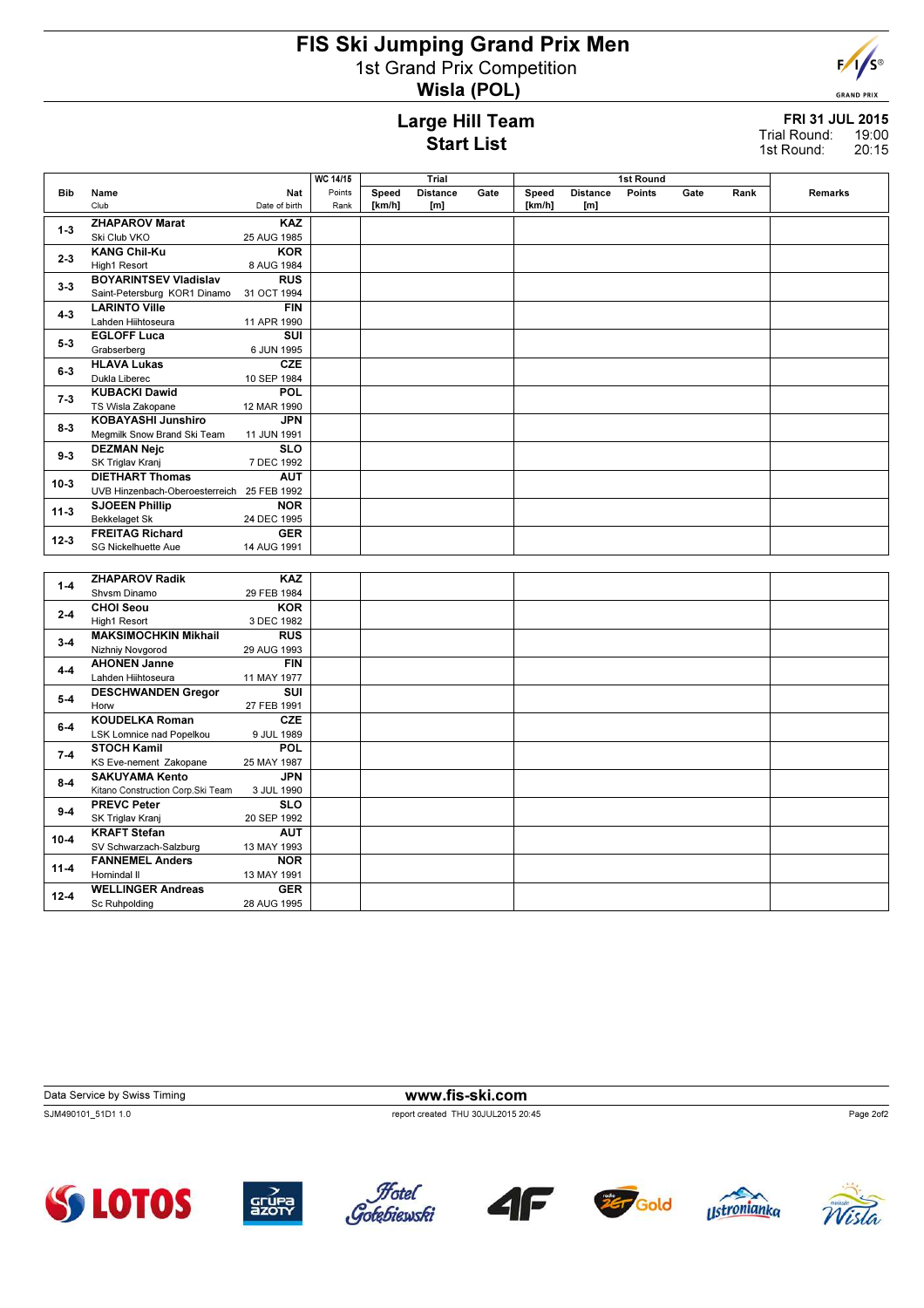# FIS Ski Jumping Grand Prix Men

1st Grand Prix Competition

**Wisla (POL)**

## Large Hill Team
## Start List

**FRI 31 JUL 2015**

Trial Round: 19:00

1st Round: 20:15

| Bib | Name / Club | Nat / Date of birth | WC 14/15 Points / Rank | Trial Speed [km/h] | Trial Distance [m] | Trial Gate | 1st Round Speed [km/h] | 1st Round Distance [m] | 1st Round Points | 1st Round Gate | 1st Round Rank | Remarks |
|---|---|---|---|---|---|---|---|---|---|---|---|---|
| 1-3 | **ZHAPAROV Marat** Ski Club VKO | **KAZ** 25 AUG 1985 | | | | | | | | | | |
| 2-3 | **KANG Chil-Ku** High1 Resort | **KOR** 8 AUG 1984 | | | | | | | | | | |
| 3-3 | **BOYARINTSEV Vladislav** Saint-Petersburg KOR1 Dinamo | **RUS** 31 OCT 1994 | | | | | | | | | | |
| 4-3 | **LARINTO Ville** Lahden Hiihtoseura | **FIN** 11 APR 1990 | | | | | | | | | | |
| 5-3 | **EGLOFF Luca** Grabserberg | **SUI** 6 JUN 1995 | | | | | | | | | | |
| 6-3 | **HLAVA Lukas** Dukla Liberec | **CZE** 10 SEP 1984 | | | | | | | | | | |
| 7-3 | **KUBACKI Dawid** TS Wisla Zakopane | **POL** 12 MAR 1990 | | | | | | | | | | |
| 8-3 | **KOBAYASHI Junshiro** Megmilk Snow Brand Ski Team | **JPN** 11 JUN 1991 | | | | | | | | | | |
| 9-3 | **DEZMAN Nejc** SK Triglav Kranj | **SLO** 7 DEC 1992 | | | | | | | | | | |
| 10-3 | **DIETHART Thomas** UVB Hinzenbach-Oberoesterreich | **AUT** 25 FEB 1992 | | | | | | | | | | |
| 11-3 | **SJOEEN Phillip** Bekkelaget Sk | **NOR** 24 DEC 1995 | | | | | | | | | | |
| 12-3 | **FREITAG Richard** SG Nickelhuette Aue | **GER** 14 AUG 1991 | | | | | | | | | | |
| 1-4 | **ZHAPAROV Radik** Shvsm Dinamo | **KAZ** 29 FEB 1984 | | | | | | | | | | |
| 2-4 | **CHOI Seou** High1 Resort | **KOR** 3 DEC 1982 | | | | | | | | | | |
| 3-4 | **MAKSIMOCHKIN Mikhail** Nizhniy Novgorod | **RUS** 29 AUG 1993 | | | | | | | | | | |
| 4-4 | **AHONEN Janne** Lahden Hiihtoseura | **FIN** 11 MAY 1977 | | | | | | | | | | |
| 5-4 | **DESCHWANDEN Gregor** Horw | **SUI** 27 FEB 1991 | | | | | | | | | | |
| 6-4 | **KOUDELKA Roman** LSK Lomnice nad Popelkou | **CZE** 9 JUL 1989 | | | | | | | | | | |
| 7-4 | **STOCH Kamil** KS Eve-nement Zakopane | **POL** 25 MAY 1987 | | | | | | | | | | |
| 8-4 | **SAKUYAMA Kento** Kitano Construction Corp.Ski Team | **JPN** 3 JUL 1990 | | | | | | | | | | |
| 9-4 | **PREVC Peter** SK Triglav Kranj | **SLO** 20 SEP 1992 | | | | | | | | | | |
| 10-4 | **KRAFT Stefan** SV Schwarzach-Salzburg | **AUT** 13 MAY 1993 | | | | | | | | | | |
| 11-4 | **FANNEMEL Anders** Hornindal Il | **NOR** 13 MAY 1991 | | | | | | | | | | |
| 12-4 | **WELLINGER Andreas** Sc Ruhpolding | **GER** 28 AUG 1995 | | | | | | | | | | |

Data Service by Swiss Timing — **www.fis-ski.com**

SJM490101_51D1 1.0 — report created THU 30JUL2015 20:45